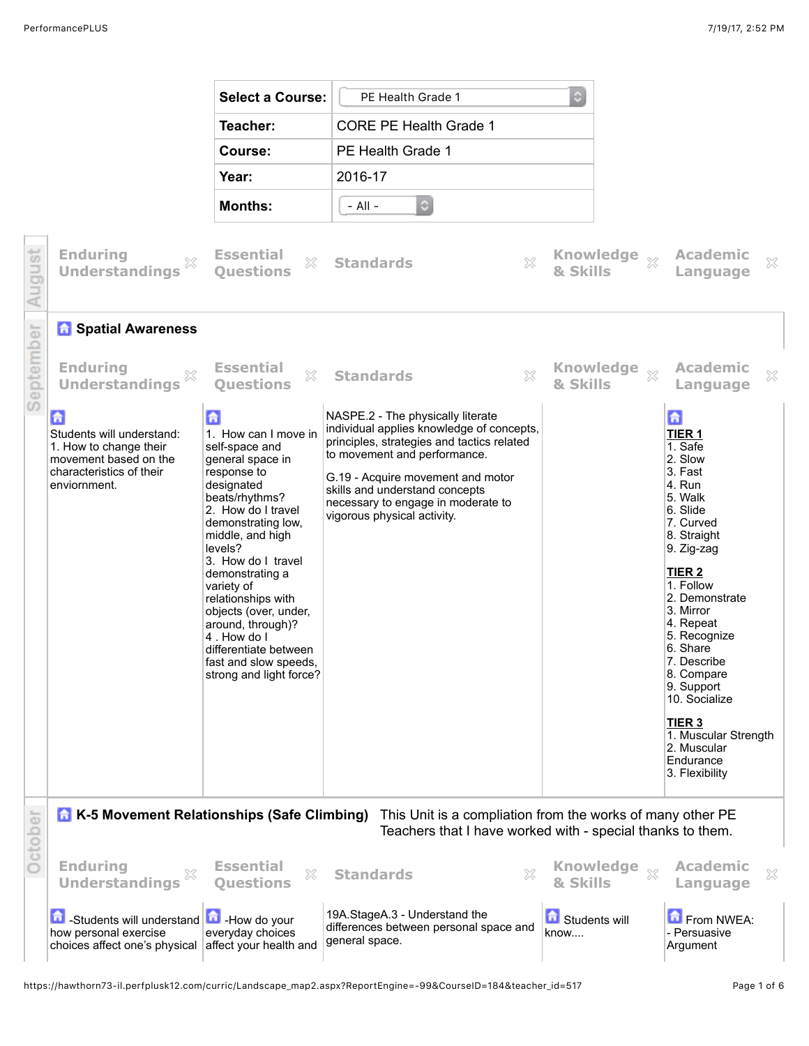| Select a Course: | PE Health Grade 1 |
|---|---|
| Teacher: | CORE PE Health Grade 1 |
| Course: | PE Health Grade 1 |
| Year: | 2016-17 |
| Months: | - All - |

## August

| Enduring Understandings | Essential Questions | Standards | Knowledge & Skills | Academic Language |
|---|---|---|---|---|

## September

### Spatial Awareness

| Enduring Understandings | Essential Questions | Standards | Knowledge & Skills | Academic Language |
|---|---|---|---|---|
| Students will understand:<br>1. How to change their movement based on the characteristics of their enviornment. | 1. How can I move in self-space and general space in response to designated beats/rhythms?<br>2. How do I travel demonstrating low, middle, and high levels?<br>3. How do I travel demonstrating a variety of relationships with objects (over, under, around, through)?<br>4 . How do I differentiate between fast and slow speeds, strong and light force? | NASPE.2 - The physically literate individual applies knowledge of concepts, principles, strategies and tactics related to movement and performance.<br><br>G.19 - Acquire movement and motor skills and understand concepts necessary to engage in moderate to vigorous physical activity. | | **TIER 1**<br>1. Safe<br>2. Slow<br>3. Fast<br>4. Run<br>5. Walk<br>6. Slide<br>7. Curved<br>8. Straight<br>9. Zig-zag<br><br>**TIER 2**<br>1. Follow<br>2. Demonstrate<br>3. Mirror<br>4. Repeat<br>5. Recognize<br>6. Share<br>7. Describe<br>8. Compare<br>9. Support<br>10. Socialize<br><br>**TIER 3**<br>1. Muscular Strength<br>2. Muscular Endurance<br>3. Flexibility |

## October

### K-5 Movement Relationships (Safe Climbing)

This Unit is a compliation from the works of many other PE Teachers that I have worked with - special thanks to them.

| Enduring Understandings | Essential Questions | Standards | Knowledge & Skills | Academic Language |
|---|---|---|---|---|
| -Students will understand how personal exercise choices affect one's physical | -How do your everyday choices affect your health and | 19A.StageA.3 - Understand the differences between personal space and general space. | Students will know.... | From NWEA:<br>- Persuasive Argument |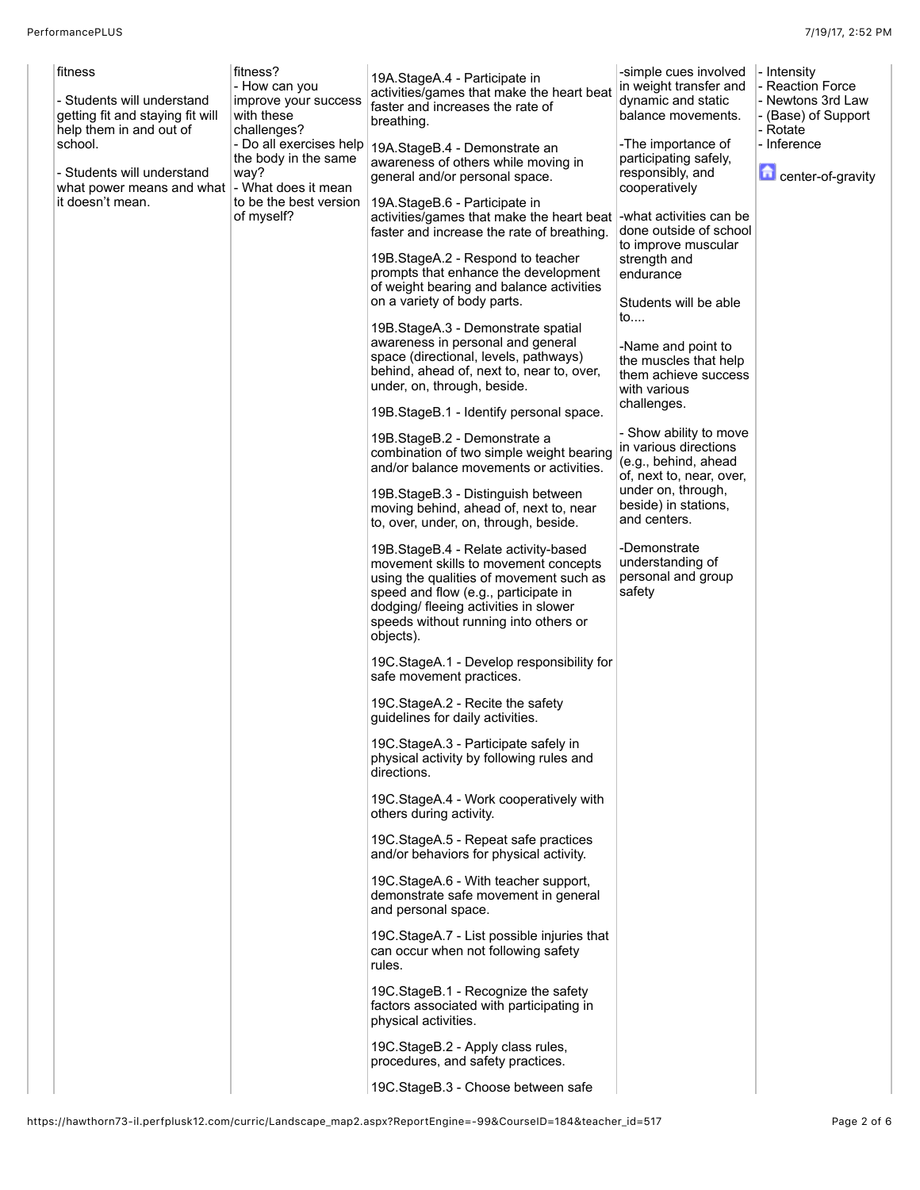| | | | | |
|---|---|---|---|---|
| fitness<br><br>- Students will understand getting fit and staying fit will help them in and out of school.<br><br>- Students will understand what power means and what it doesn't mean. | fitness?<br>- How can you improve your success with these challenges?<br>- Do all exercises help the body in the same way?<br>- What does it mean to be the best version of myself? | 19A.StageA.4 - Participate in activities/games that make the heart beat faster and increases the rate of breathing.<br><br>19A.StageB.4 - Demonstrate an awareness of others while moving in general and/or personal space.<br><br>19A.StageB.6 - Participate in activities/games that make the heart beat faster and increase the rate of breathing.<br><br>19B.StageA.2 - Respond to teacher prompts that enhance the development of weight bearing and balance activities on a variety of body parts.<br><br>19B.StageA.3 - Demonstrate spatial awareness in personal and general space (directional, levels, pathways) behind, ahead of, next to, near to, over, under, on, through, beside.<br><br>19B.StageB.1 - Identify personal space.<br><br>19B.StageB.2 - Demonstrate a combination of two simple weight bearing and/or balance movements or activities.<br><br>19B.StageB.3 - Distinguish between moving behind, ahead of, next to, near to, over, under, on, through, beside.<br><br>19B.StageB.4 - Relate activity-based movement skills to movement concepts using the qualities of movement such as speed and flow (e.g., participate in dodging/ fleeing activities in slower speeds without running into others or objects).<br><br>19C.StageA.1 - Develop responsibility for safe movement practices.<br><br>19C.StageA.2 - Recite the safety guidelines for daily activities.<br><br>19C.StageA.3 - Participate safely in physical activity by following rules and directions.<br><br>19C.StageA.4 - Work cooperatively with others during activity.<br><br>19C.StageA.5 - Repeat safe practices and/or behaviors for physical activity.<br><br>19C.StageA.6 - With teacher support, demonstrate safe movement in general and personal space.<br><br>19C.StageA.7 - List possible injuries that can occur when not following safety rules.<br><br>19C.StageB.1 - Recognize the safety factors associated with participating in physical activities.<br><br>19C.StageB.2 - Apply class rules, procedures, and safety practices.<br><br>19C.StageB.3 - Choose between safe | -simple cues involved in weight transfer and dynamic and static balance movements.<br><br>-The importance of participating safely, responsibly, and cooperatively<br><br>-what activities can be done outside of school to improve muscular strength and endurance<br><br>Students will be able to....<br><br>-Name and point to the muscles that help them achieve success with various challenges.<br><br>- Show ability to move in various directions (e.g., behind, ahead of, next to, near, over, under on, through, beside) in stations, and centers.<br><br>-Demonstrate understanding of personal and group safety | - Intensity<br>- Reaction Force<br>- Newtons 3rd Law<br>- (Base) of Support<br>- Rotate<br>- Inference<br><br>center-of-gravity |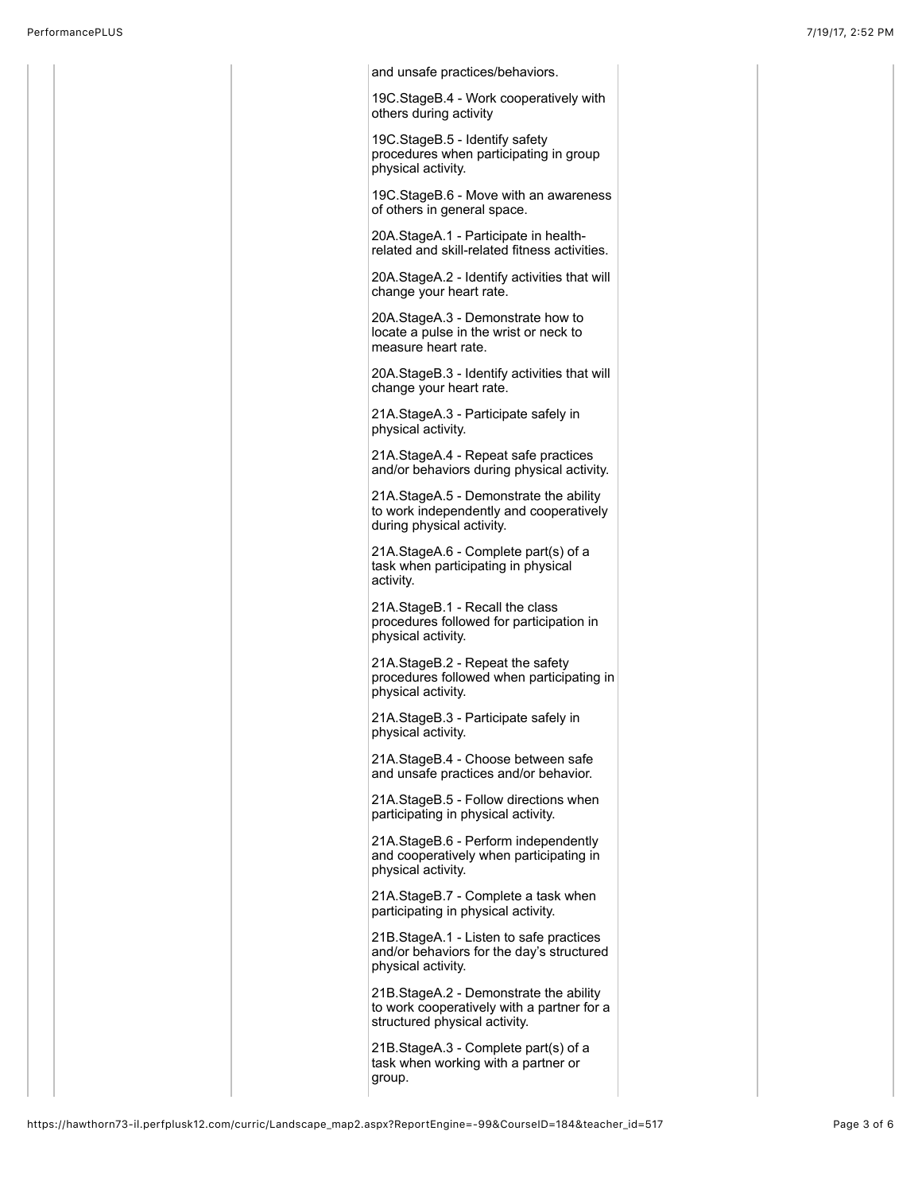and unsafe practices/behaviors.

19C.StageB.4 - Work cooperatively with others during activity

19C.StageB.5 - Identify safety procedures when participating in group physical activity.

19C.StageB.6 - Move with an awareness of others in general space.

20A.StageA.1 - Participate in health-related and skill-related fitness activities.

20A.StageA.2 - Identify activities that will change your heart rate.

20A.StageA.3 - Demonstrate how to locate a pulse in the wrist or neck to measure heart rate.

20A.StageB.3 - Identify activities that will change your heart rate.

21A.StageA.3 - Participate safely in physical activity.

21A.StageA.4 - Repeat safe practices and/or behaviors during physical activity.

21A.StageA.5 - Demonstrate the ability to work independently and cooperatively during physical activity.

21A.StageA.6 - Complete part(s) of a task when participating in physical activity.

21A.StageB.1 - Recall the class procedures followed for participation in physical activity.

21A.StageB.2 - Repeat the safety procedures followed when participating in physical activity.

21A.StageB.3 - Participate safely in physical activity.

21A.StageB.4 - Choose between safe and unsafe practices and/or behavior.

21A.StageB.5 - Follow directions when participating in physical activity.

21A.StageB.6 - Perform independently and cooperatively when participating in physical activity.

21A.StageB.7 - Complete a task when participating in physical activity.

21B.StageA.1 - Listen to safe practices and/or behaviors for the day's structured physical activity.

21B.StageA.2 - Demonstrate the ability to work cooperatively with a partner for a structured physical activity.

21B.StageA.3 - Complete part(s) of a task when working with a partner or group.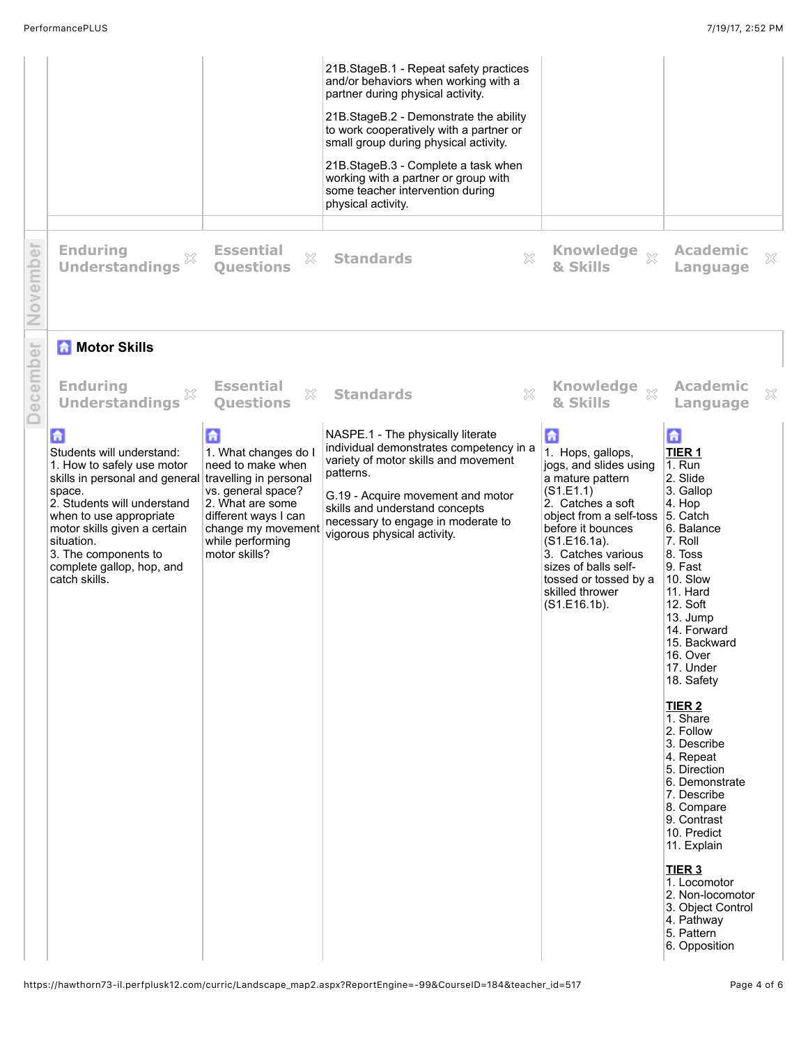| | | | | |
|---|---|---|---|---|
| | | 21B.StageB.1 - Repeat safety practices and/or behaviors when working with a partner during physical activity.<br><br>21B.StageB.2 - Demonstrate the ability to work cooperatively with a partner or small group during physical activity.<br><br>21B.StageB.3 - Complete a task when working with a partner or group with some teacher intervention during physical activity. | | |

## November

| Enduring Understandings | Essential Questions | Standards | Knowledge & Skills | Academic Language |
|---|---|---|---|---|

## December

### Motor Skills

| Enduring Understandings | Essential Questions | Standards | Knowledge & Skills | Academic Language |
|---|---|---|---|---|
| Students will understand:<br>1. How to safely use motor skills in personal and general space.<br>2. Students will understand when to use appropriate motor skills given a certain situation.<br>3. The components to complete gallop, hop, and catch skills. | 1. What changes do I need to make when travelling in personal vs. general space?<br>2. What are some different ways I can change my movement while performing motor skills? | NASPE.1 - The physically literate individual demonstrates competency in a variety of motor skills and movement patterns.<br><br>G.19 - Acquire movement and motor skills and understand concepts necessary to engage in moderate to vigorous physical activity. | 1. Hops, gallops, jogs, and slides using a mature pattern (S1.E1.1)<br>2. Catches a soft object from a self-toss before it bounces (S1.E16.1a).<br>3. Catches various sizes of balls self-tossed or tossed by a skilled thrower (S1.E16.1b). | **TIER 1**<br>1. Run<br>2. Slide<br>3. Gallop<br>4. Hop<br>5. Catch<br>6. Balance<br>7. Roll<br>8. Toss<br>9. Fast<br>10. Slow<br>11. Hard<br>12. Soft<br>13. Jump<br>14. Forward<br>15. Backward<br>16. Over<br>17. Under<br>18. Safety<br><br>**TIER 2**<br>1. Share<br>2. Follow<br>3. Describe<br>4. Repeat<br>5. Direction<br>6. Demonstrate<br>7. Describe<br>8. Compare<br>9. Contrast<br>10. Predict<br>11. Explain<br><br>**TIER 3**<br>1. Locomotor<br>2. Non-locomotor<br>3. Object Control<br>4. Pathway<br>5. Pattern<br>6. Opposition |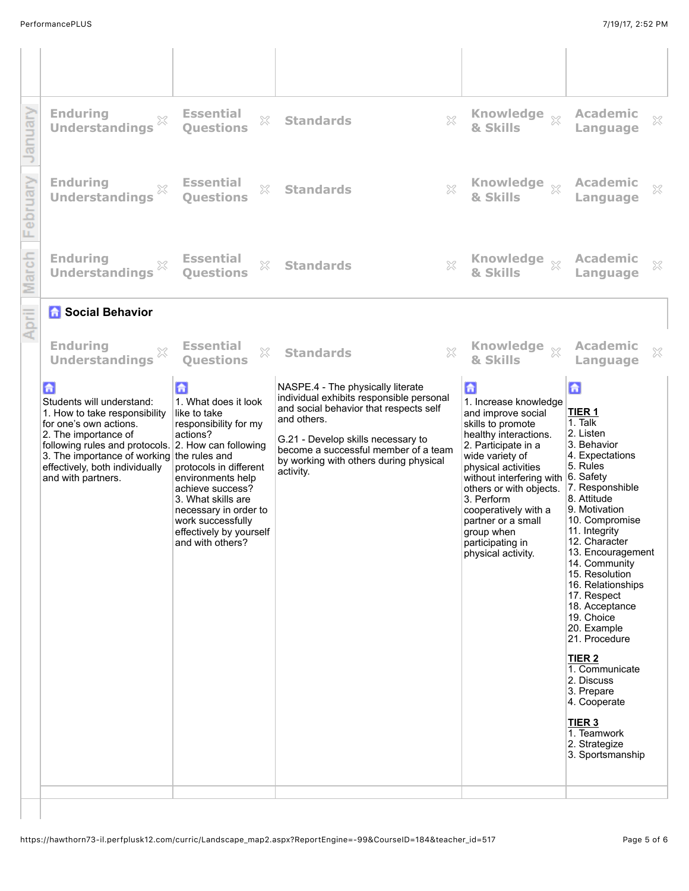| | Enduring Understandings | Essential Questions | Standards | Knowledge & Skills | Academic Language |
|---|---|---|---|---|---|
| January | | | | | |
| February | | | | | |
| March | | | | | |

## Social Behavior

| | Enduring Understandings | Essential Questions | Standards | Knowledge & Skills | Academic Language |
|---|---|---|---|---|---|
| April | Students will understand:<br>1. How to take responsibility for one's own actions.<br>2. The importance of following rules and protocols.<br>3. The importance of working effectively, both individually and with partners. | 1. What does it look like to take responsibility for my actions?<br>2. How can following the rules and protocols in different environments help achieve success?<br>3. What skills are necessary in order to work successfully effectively by yourself and with others? | NASPE.4 - The physically literate individual exhibits responsible personal and social behavior that respects self and others.<br><br>G.21 - Develop skills necessary to become a successful member of a team by working with others during physical activity. | 1. Increase knowledge and improve social skills to promote healthy interactions.<br>2. Participate in a wide variety of physical activities without interfering with others or with objects.<br>3. Perform cooperatively with a partner or a small group when participating in physical activity. | **TIER 1**<br>1. Talk<br>2. Listen<br>3. Behavior<br>4. Expectations<br>5. Rules<br>6. Safety<br>7. Responsible<br>8. Attitude<br>9. Motivation<br>10. Compromise<br>11. Integrity<br>12. Character<br>13. Encouragement<br>14. Community<br>15. Resolution<br>16. Relationships<br>17. Respect<br>18. Acceptance<br>19. Choice<br>20. Example<br>21. Procedure<br><br>**TIER 2**<br>1. Communicate<br>2. Discuss<br>3. Prepare<br>4. Cooperate<br><br>**TIER 3**<br>1. Teamwork<br>2. Strategize<br>3. Sportsmanship |